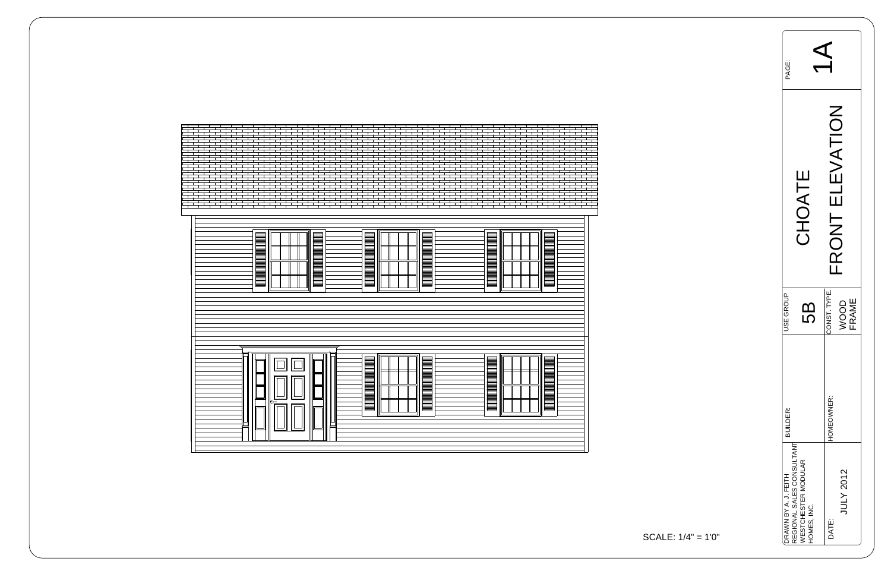SCALE: 1/4" = 1'0"

# CHOATE

## FRONT ELEVATION

PAGE: 1A

USE GROUP: 5B

CONST. TYPE: WOOD FRAME

BUILDER:

HOMEOWNER:

DRAWN BY A. J. FEITH
REGIONAL SALES CONSULTANT
WESTCHESTER MODULAR
HOMES, INC.

DATE: JULY 2012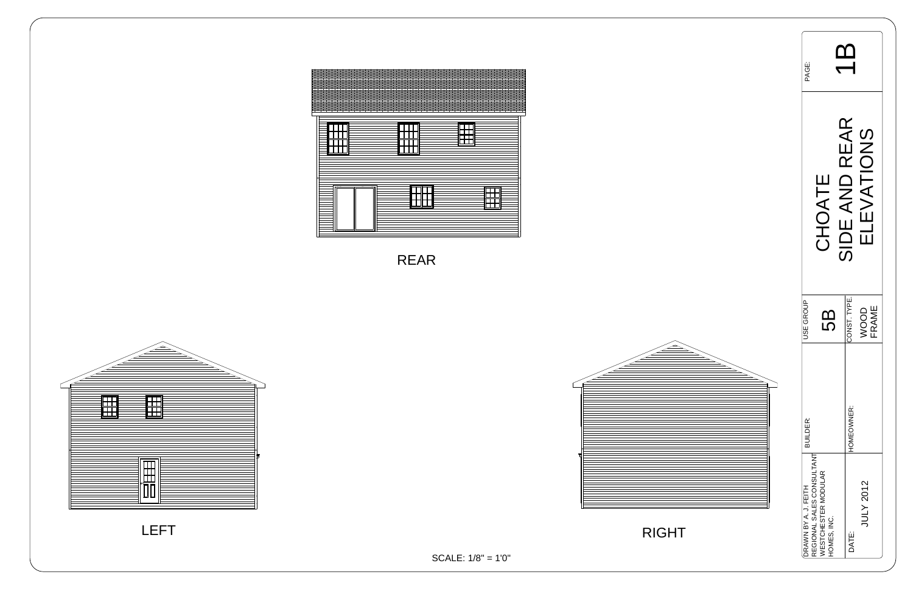REAR

LEFT

RIGHT

SCALE: 1/8" = 1'0"

| PAGE: | 1B |
|---|---|
| CHOATE SIDE AND REAR ELEVATIONS | |
| USE GROUP | 5B |
| CONST. TYPE. | WOOD FRAME |
| BUILDER: | |
| HOMEOWNER: | |
| DRAWN BY A. J. FEITH REGIONAL SALES CONSULTANT WESTCHESTER MODULAR HOMES, INC. | |
| DATE: | JULY 2012 |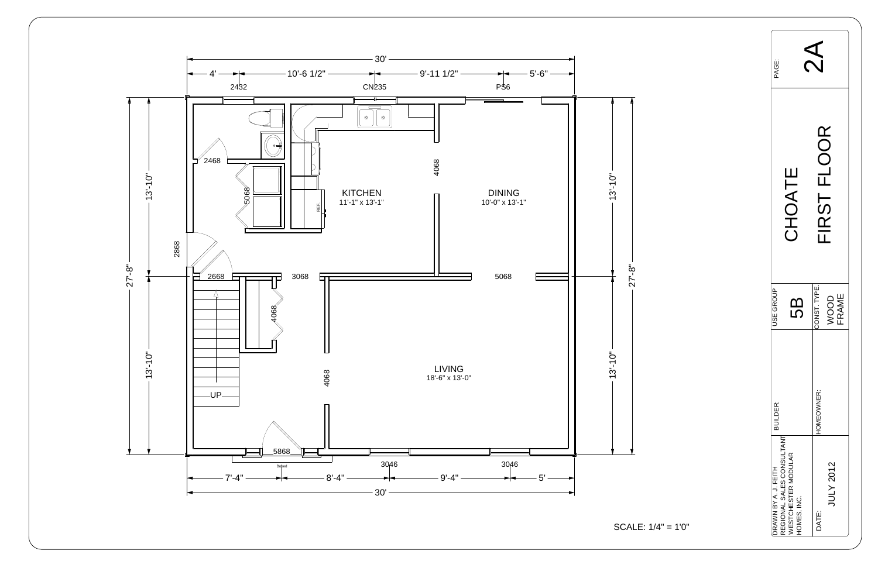# CHOATE FIRST FLOOR

PAGE: 2A

| | |
|---|---|
| USE GROUP | 5B |
| CONST. TYPE. | WOOD FRAME |
| BUILDER: | |
| HOMEOWNER: | |
| DRAWN BY A. J. FEITH REGIONAL SALES CONSULTANT WESTCHESTER MODULAR HOMES, INC. | |
| DATE: | JULY 2012 |

KITCHEN
11'-1" x 13'-1"

DINING
10'-0" x 13'-1"

LIVING
18'-6" x 13'-0"

REF.

UP

Overall dimensions: 30' x 27'-8"

Top dimensions: 4' | 10'-6 1/2" | 9'-11 1/2" | 5'-6"

Bottom dimensions: 7'-4" | 8'-4" | 9'-4" | 5'

Side dimensions: 13'-10" | 13'-10"

Windows/doors: 2432, CN235, PS6, 2468, 5068, 2868, 2668, 3068, 5068, 4068, 4068, 4068, 5868, Boxed, 3046, 3046

SCALE: 1/4" = 1'0"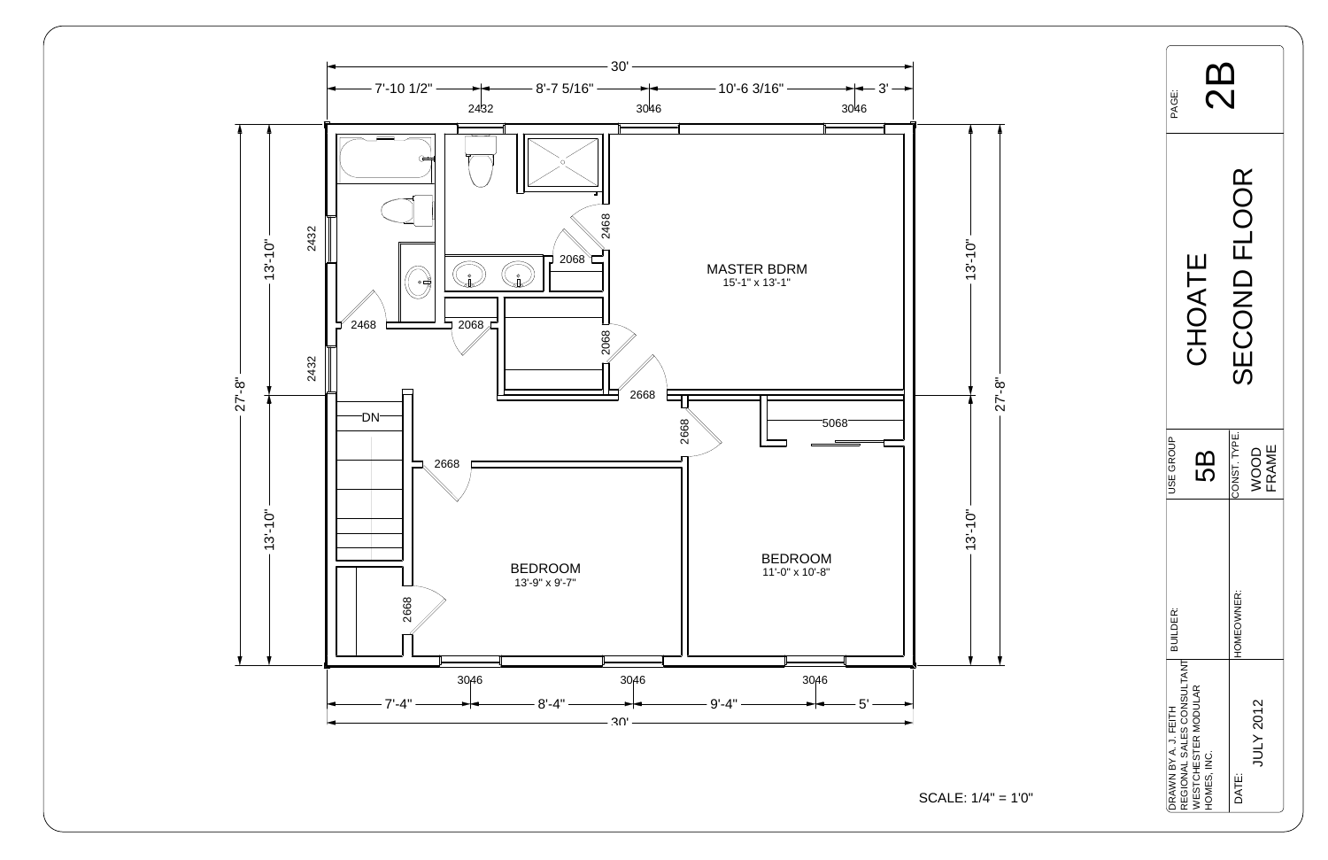30'

7'-10 1/2" | 8'-7 5/16" | 10'-6 3/16" | 3'

2432 | 3046 | 3046

13'-10"

27'-8"

13'-10"

2432

2432

2468

2068

2468

2068

2068

MASTER BDRM
15'-1" x 13'-1"

2068

2668

2668

5068

DN

2668

BEDROOM
13'-9" x 9'-7"

BEDROOM
11'-0" x 10'-8"

2668

3046 | 3046 | 3046

7'-4" | 8'-4" | 9'-4" | 5'

30'

SCALE: 1/4" = 1'0"

PAGE: 2B

CHOATE
SECOND FLOOR

USE GROUP: 5B

CONST. TYPE: WOOD FRAME

BUILDER:

HOMEOWNER:

DRAWN BY A. J. FEITH
REGIONAL SALES CONSULTANT
WESTCHESTER MODULAR
HOMES, INC.

DATE: JULY 2012